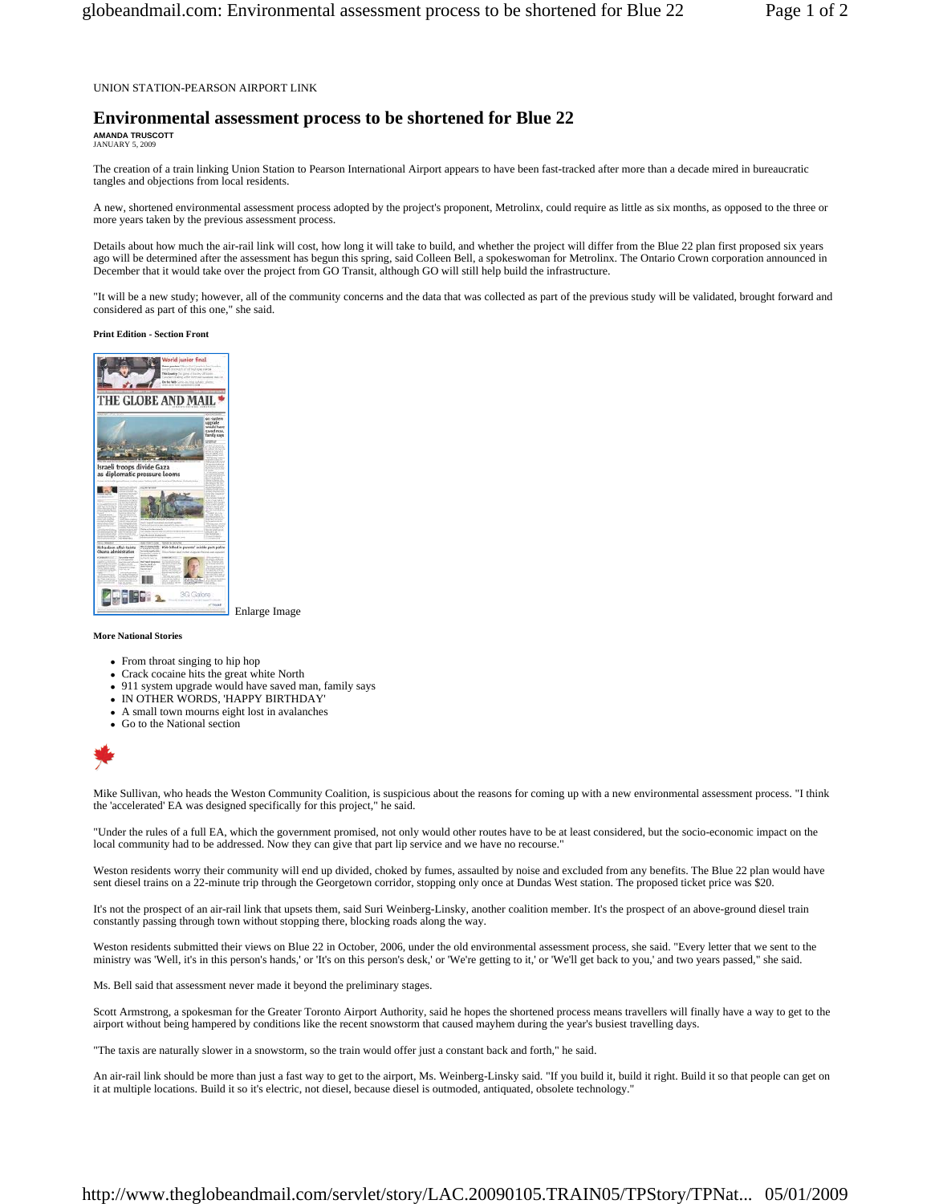UNION STATION-PEARSON AIRPORT LINK

# Environmental assessment process to be shortened for Blue 22

**AMANDA TRUSCOTT**
JANUARY 5, 2009

The creation of a train linking Union Station to Pearson International Airport appears to have been fast-tracked after more than a decade mired in bureaucratic tangles and objections from local residents.

A new, shortened environmental assessment process adopted by the project's proponent, Metrolinx, could require as little as six months, as opposed to the three or more years taken by the previous assessment process.

Details about how much the air-rail link will cost, how long it will take to build, and whether the project will differ from the Blue 22 plan first proposed six years ago will be determined after the assessment has begun this spring, said Colleen Bell, a spokeswoman for Metrolinx. The Ontario Crown corporation announced in December that it would take over the project from GO Transit, although GO will still help build the infrastructure.

"It will be a new study; however, all of the community concerns and the data that was collected as part of the previous study will be validated, brought forward and considered as part of this one," she said.

**Print Edition - Section Front**

Enlarge Image

**More National Stories**

- From throat singing to hip hop
- Crack cocaine hits the great white North
- 911 system upgrade would have saved man, family says
- IN OTHER WORDS, 'HAPPY BIRTHDAY'
- A small town mourns eight lost in avalanches
- Go to the National section

Mike Sullivan, who heads the Weston Community Coalition, is suspicious about the reasons for coming up with a new environmental assessment process. "I think the 'accelerated' EA was designed specifically for this project," he said.

"Under the rules of a full EA, which the government promised, not only would other routes have to be at least considered, but the socio-economic impact on the local community had to be addressed. Now they can give that part lip service and we have no recourse."

Weston residents worry their community will end up divided, choked by fumes, assaulted by noise and excluded from any benefits. The Blue 22 plan would have sent diesel trains on a 22-minute trip through the Georgetown corridor, stopping only once at Dundas West station. The proposed ticket price was $20.

It's not the prospect of an air-rail link that upsets them, said Suri Weinberg-Linsky, another coalition member. It's the prospect of an above-ground diesel train constantly passing through town without stopping there, blocking roads along the way.

Weston residents submitted their views on Blue 22 in October, 2006, under the old environmental assessment process, she said. "Every letter that we sent to the ministry was 'Well, it's in this person's hands,' or 'It's on this person's desk,' or 'We're getting to it,' or 'We'll get back to you,' and two years passed," she said.

Ms. Bell said that assessment never made it beyond the preliminary stages.

Scott Armstrong, a spokesman for the Greater Toronto Airport Authority, said he hopes the shortened process means travellers will finally have a way to get to the airport without being hampered by conditions like the recent snowstorm that caused mayhem during the year's busiest travelling days.

"The taxis are naturally slower in a snowstorm, so the train would offer just a constant back and forth," he said.

An air-rail link should be more than just a fast way to get to the airport, Ms. Weinberg-Linsky said. "If you build it, build it right. Build it so that people can get on it at multiple locations. Build it so it's electric, not diesel, because diesel is outmoded, antiquated, obsolete technology."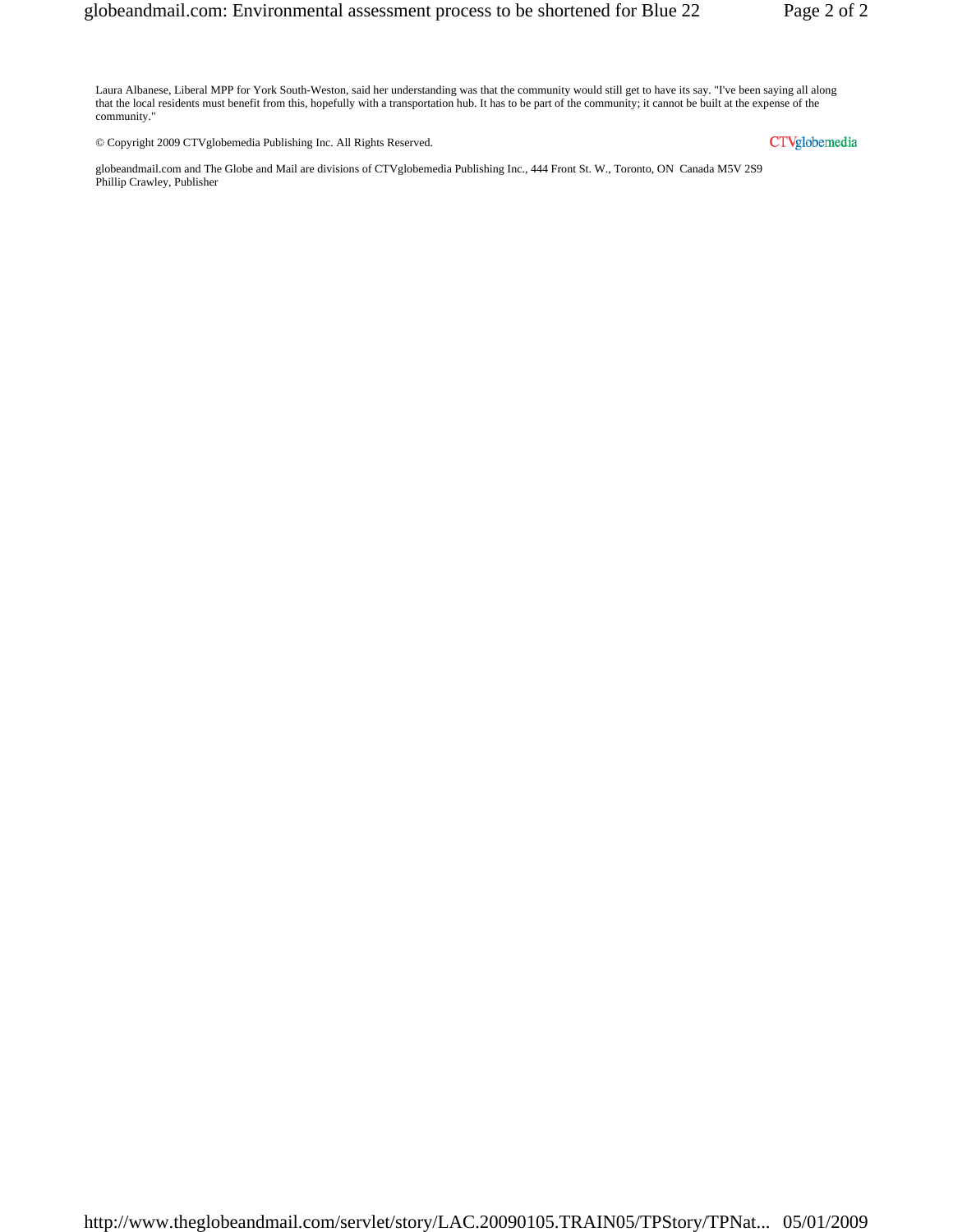Laura Albanese, Liberal MPP for York South-Weston, said her understanding was that the community would still get to have its say. "I've been saying all along that the local residents must benefit from this, hopefully with a transportation hub. It has to be part of the community; it cannot be built at the expense of the community."

© Copyright 2009 CTVglobemedia Publishing Inc. All Rights Reserved.

CTVglobemedia

globeandmail.com and The Globe and Mail are divisions of CTVglobemedia Publishing Inc., 444 Front St. W., Toronto, ON Canada M5V 2S9
Phillip Crawley, Publisher